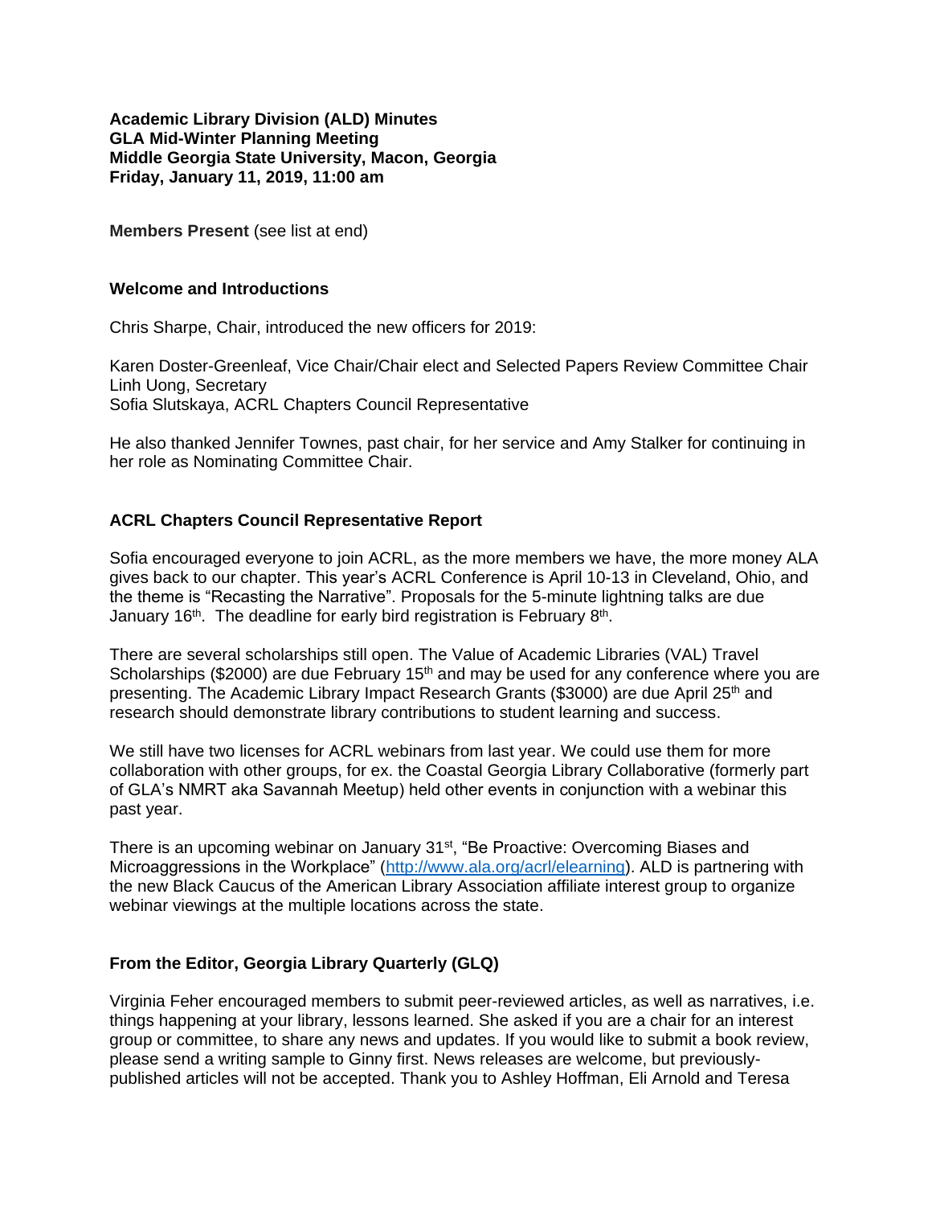**Academic Library Division (ALD) Minutes**
**GLA Mid-Winter Planning Meeting**
**Middle Georgia State University, Macon, Georgia**
**Friday, January 11, 2019, 11:00 am**

**Members Present** (see list at end)

## Welcome and Introductions

Chris Sharpe, Chair, introduced the new officers for 2019:

Karen Doster-Greenleaf, Vice Chair/Chair elect and Selected Papers Review Committee Chair
Linh Uong, Secretary
Sofia Slutskaya, ACRL Chapters Council Representative

He also thanked Jennifer Townes, past chair, for her service and Amy Stalker for continuing in her role as Nominating Committee Chair.

## ACRL Chapters Council Representative Report

Sofia encouraged everyone to join ACRL, as the more members we have, the more money ALA gives back to our chapter. This year's ACRL Conference is April 10-13 in Cleveland, Ohio, and the theme is "Recasting the Narrative". Proposals for the 5-minute lightning talks are due January 16th. The deadline for early bird registration is February 8th.

There are several scholarships still open. The Value of Academic Libraries (VAL) Travel Scholarships ($2000) are due February 15th and may be used for any conference where you are presenting. The Academic Library Impact Research Grants ($3000) are due April 25th and research should demonstrate library contributions to student learning and success.

We still have two licenses for ACRL webinars from last year. We could use them for more collaboration with other groups, for ex. the Coastal Georgia Library Collaborative (formerly part of GLA's NMRT aka Savannah Meetup) held other events in conjunction with a webinar this past year.

There is an upcoming webinar on January 31st, "Be Proactive: Overcoming Biases and Microaggressions in the Workplace" ([http://www.ala.org/acrl/elearning](http://www.ala.org/acrl/elearning)). ALD is partnering with the new Black Caucus of the American Library Association affiliate interest group to organize webinar viewings at the multiple locations across the state.

## From the Editor, Georgia Library Quarterly (GLQ)

Virginia Feher encouraged members to submit peer-reviewed articles, as well as narratives, i.e. things happening at your library, lessons learned. She asked if you are a chair for an interest group or committee, to share any news and updates. If you would like to submit a book review, please send a writing sample to Ginny first. News releases are welcome, but previously-published articles will not be accepted. Thank you to Ashley Hoffman, Eli Arnold and Teresa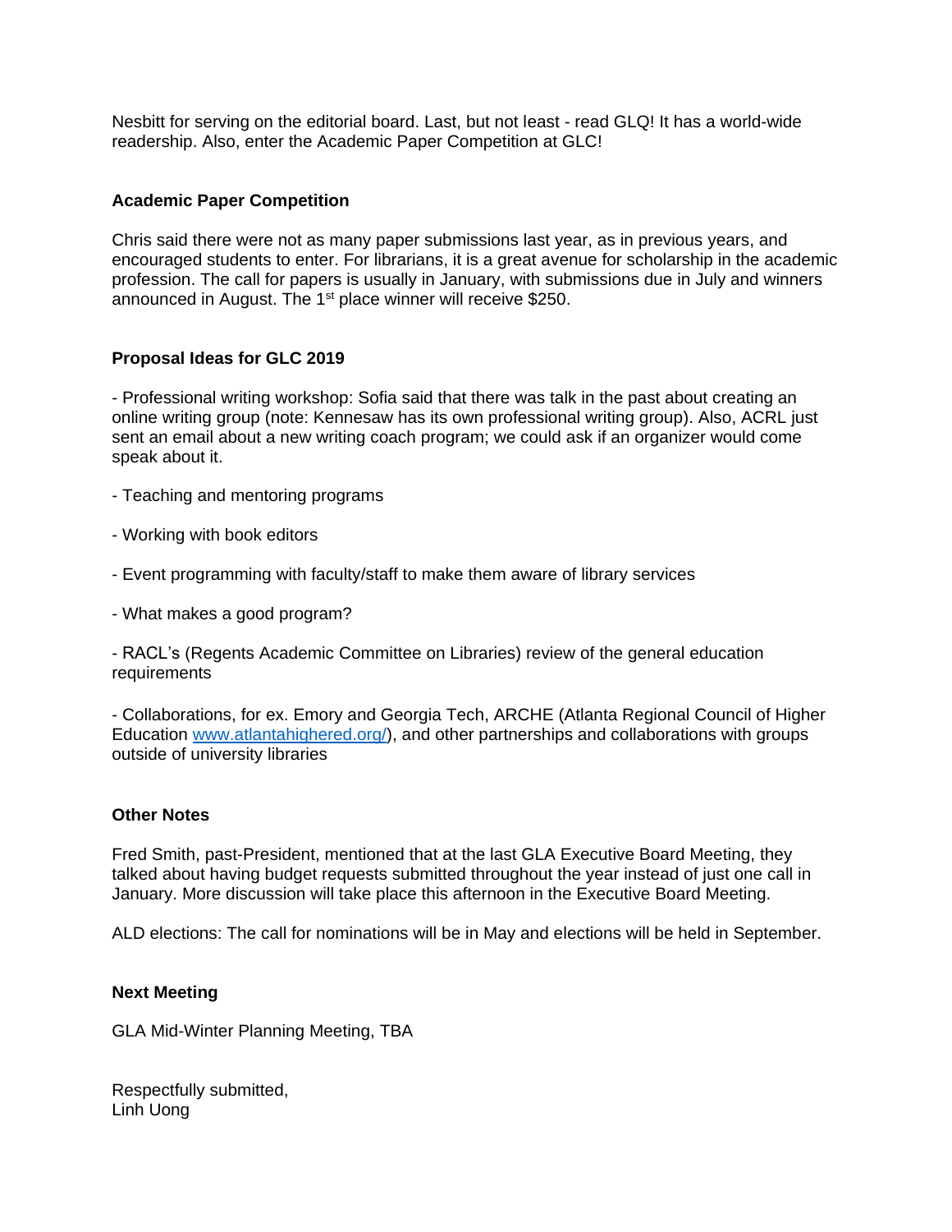Nesbitt for serving on the editorial board. Last, but not least - read GLQ! It has a world-wide readership. Also, enter the Academic Paper Competition at GLC!

### Academic Paper Competition

Chris said there were not as many paper submissions last year, as in previous years, and encouraged students to enter. For librarians, it is a great avenue for scholarship in the academic profession. The call for papers is usually in January, with submissions due in July and winners announced in August. The 1st place winner will receive $250.

### Proposal Ideas for GLC 2019

- Professional writing workshop: Sofia said that there was talk in the past about creating an online writing group (note: Kennesaw has its own professional writing group). Also, ACRL just sent an email about a new writing coach program; we could ask if an organizer would come speak about it.

- Teaching and mentoring programs

- Working with book editors

- Event programming with faculty/staff to make them aware of library services

- What makes a good program?

- RACL's (Regents Academic Committee on Libraries) review of the general education requirements

- Collaborations, for ex. Emory and Georgia Tech, ARCHE (Atlanta Regional Council of Higher Education [www.atlantahighered.org/](http://www.atlantahighered.org/)), and other partnerships and collaborations with groups outside of university libraries

### Other Notes

Fred Smith, past-President, mentioned that at the last GLA Executive Board Meeting, they talked about having budget requests submitted throughout the year instead of just one call in January. More discussion will take place this afternoon in the Executive Board Meeting.

ALD elections: The call for nominations will be in May and elections will be held in September.

### Next Meeting

GLA Mid-Winter Planning Meeting, TBA

Respectfully submitted,
Linh Uong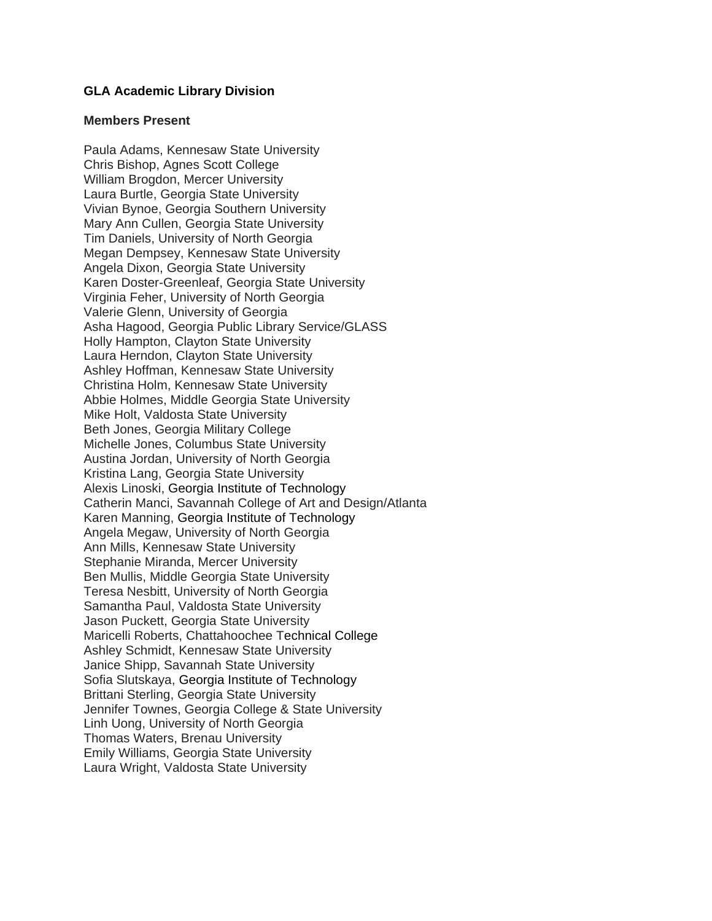**GLA Academic Library Division**

**Members Present**

Paula Adams, Kennesaw State University
Chris Bishop, Agnes Scott College
William Brogdon, Mercer University
Laura Burtle, Georgia State University
Vivian Bynoe, Georgia Southern University
Mary Ann Cullen, Georgia State University
Tim Daniels, University of North Georgia
Megan Dempsey, Kennesaw State University
Angela Dixon, Georgia State University
Karen Doster-Greenleaf, Georgia State University
Virginia Feher, University of North Georgia
Valerie Glenn, University of Georgia
Asha Hagood, Georgia Public Library Service/GLASS
Holly Hampton, Clayton State University
Laura Herndon, Clayton State University
Ashley Hoffman, Kennesaw State University
Christina Holm, Kennesaw State University
Abbie Holmes, Middle Georgia State University
Mike Holt, Valdosta State University
Beth Jones, Georgia Military College
Michelle Jones, Columbus State University
Austina Jordan, University of North Georgia
Kristina Lang, Georgia State University
Alexis Linoski, Georgia Institute of Technology
Catherin Manci, Savannah College of Art and Design/Atlanta
Karen Manning, Georgia Institute of Technology
Angela Megaw, University of North Georgia
Ann Mills, Kennesaw State University
Stephanie Miranda, Mercer University
Ben Mullis, Middle Georgia State University
Teresa Nesbitt, University of North Georgia
Samantha Paul, Valdosta State University
Jason Puckett, Georgia State University
Maricelli Roberts, Chattahoochee Technical College
Ashley Schmidt, Kennesaw State University
Janice Shipp, Savannah State University
Sofia Slutskaya, Georgia Institute of Technology
Brittani Sterling, Georgia State University
Jennifer Townes, Georgia College & State University
Linh Uong, University of North Georgia
Thomas Waters, Brenau University
Emily Williams, Georgia State University
Laura Wright, Valdosta State University